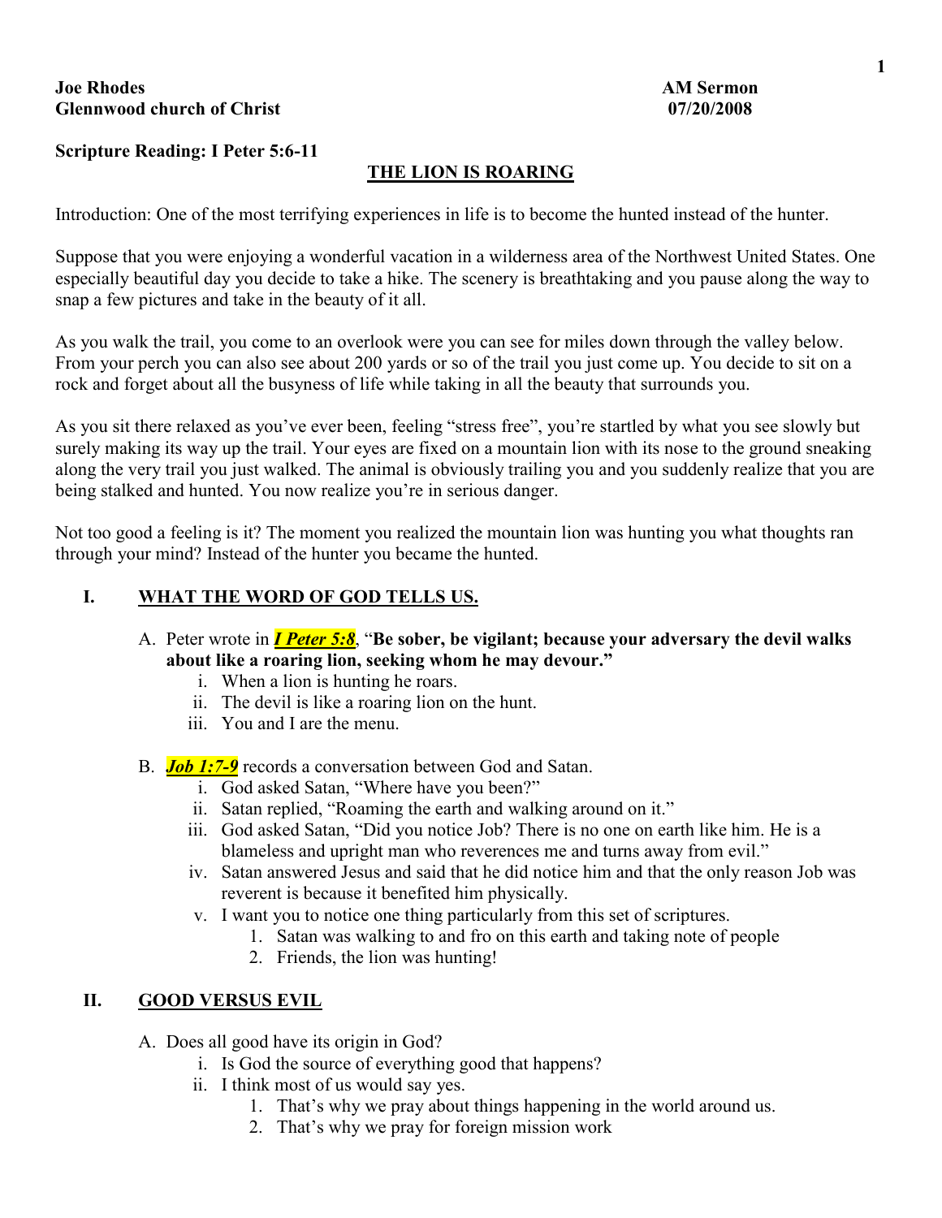**Joe Rhodes** **AM Sermon**
**Glennwood church of Christ** **07/20/2008**

**Scripture Reading: I Peter 5:6-11**

## THE LION IS ROARING

Introduction: One of the most terrifying experiences in life is to become the hunted instead of the hunter.

Suppose that you were enjoying a wonderful vacation in a wilderness area of the Northwest United States. One especially beautiful day you decide to take a hike. The scenery is breathtaking and you pause along the way to snap a few pictures and take in the beauty of it all.

As you walk the trail, you come to an overlook were you can see for miles down through the valley below. From your perch you can also see about 200 yards or so of the trail you just come up. You decide to sit on a rock and forget about all the busyness of life while taking in all the beauty that surrounds you.

As you sit there relaxed as you've ever been, feeling "stress free", you're startled by what you see slowly but surely making its way up the trail. Your eyes are fixed on a mountain lion with its nose to the ground sneaking along the very trail you just walked. The animal is obviously trailing you and you suddenly realize that you are being stalked and hunted. You now realize you're in serious danger.

Not too good a feeling is it? The moment you realized the mountain lion was hunting you what thoughts ran through your mind? Instead of the hunter you became the hunted.

### I. WHAT THE WORD OF GOD TELLS US.

A. Peter wrote in ***I Peter 5:8***, "**Be sober, be vigilant; because your adversary the devil walks about like a roaring lion, seeking whom he may devour.**"
   i. When a lion is hunting he roars.
   ii. The devil is like a roaring lion on the hunt.
   iii. You and I are the menu.

B. ***Job 1:7-9*** records a conversation between God and Satan.
   i. God asked Satan, "Where have you been?"
   ii. Satan replied, "Roaming the earth and walking around on it."
   iii. God asked Satan, "Did you notice Job? There is no one on earth like him. He is a blameless and upright man who reverences me and turns away from evil."
   iv. Satan answered Jesus and said that he did notice him and that the only reason Job was reverent is because it benefited him physically.
   v. I want you to notice one thing particularly from this set of scriptures.
      1. Satan was walking to and fro on this earth and taking note of people
      2. Friends, the lion was hunting!

### II. GOOD VERSUS EVIL

A. Does all good have its origin in God?
   i. Is God the source of everything good that happens?
   ii. I think most of us would say yes.
      1. That's why we pray about things happening in the world around us.
      2. That's why we pray for foreign mission work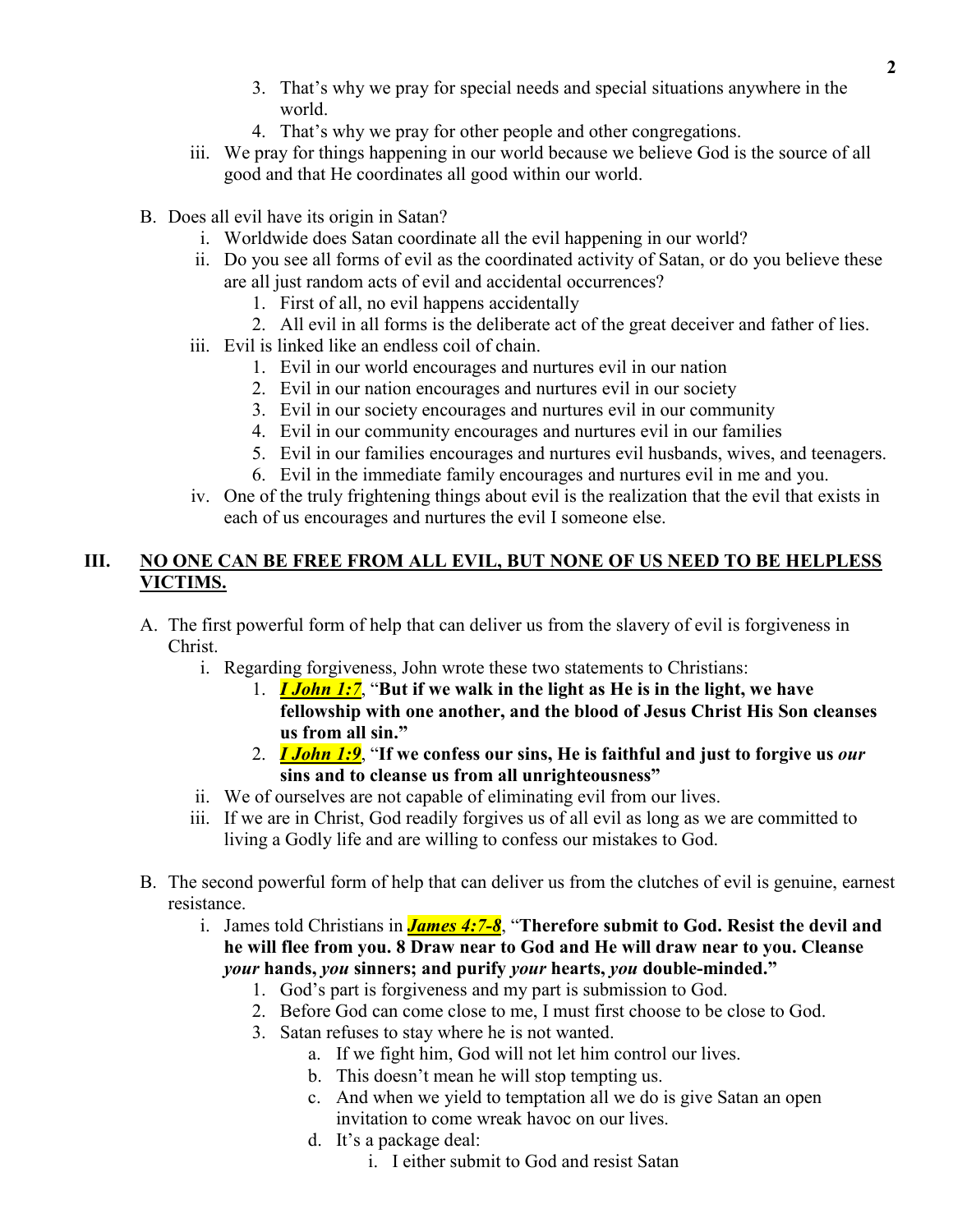3. That's why we pray for special needs and special situations anywhere in the world.
4. That's why we pray for other people and other congregations.

iii. We pray for things happening in our world because we believe God is the source of all good and that He coordinates all good within our world.

B. Does all evil have its origin in Satan?

i. Worldwide does Satan coordinate all the evil happening in our world?

ii. Do you see all forms of evil as the coordinated activity of Satan, or do you believe these are all just random acts of evil and accidental occurrences?

1. First of all, no evil happens accidentally
2. All evil in all forms is the deliberate act of the great deceiver and father of lies.

iii. Evil is linked like an endless coil of chain.

1. Evil in our world encourages and nurtures evil in our nation
2. Evil in our nation encourages and nurtures evil in our society
3. Evil in our society encourages and nurtures evil in our community
4. Evil in our community encourages and nurtures evil in our families
5. Evil in our families encourages and nurtures evil husbands, wives, and teenagers.
6. Evil in the immediate family encourages and nurtures evil in me and you.

iv. One of the truly frightening things about evil is the realization that the evil that exists in each of us encourages and nurtures the evil I someone else.

## III. NO ONE CAN BE FREE FROM ALL EVIL, BUT NONE OF US NEED TO BE HELPLESS VICTIMS.

A. The first powerful form of help that can deliver us from the slavery of evil is forgiveness in Christ.

i. Regarding forgiveness, John wrote these two statements to Christians:

1. ***I John 1:7***, "**But if we walk in the light as He is in the light, we have fellowship with one another, and the blood of Jesus Christ His Son cleanses us from all sin.**"
2. ***I John 1:9***, "**If we confess our sins, He is faithful and just to forgive us *our* sins and to cleanse us from all unrighteousness**"

ii. We of ourselves are not capable of eliminating evil from our lives.

iii. If we are in Christ, God readily forgives us of all evil as long as we are committed to living a Godly life and are willing to confess our mistakes to God.

B. The second powerful form of help that can deliver us from the clutches of evil is genuine, earnest resistance.

i. James told Christians in ***James 4:7-8***, "**Therefore submit to God. Resist the devil and he will flee from you. 8 Draw near to God and He will draw near to you. Cleanse *your* hands, *you* sinners; and purify *your* hearts, *you* double-minded.**"

1. God's part is forgiveness and my part is submission to God.
2. Before God can come close to me, I must first choose to be close to God.
3. Satan refuses to stay where he is not wanted.
   a. If we fight him, God will not let him control our lives.
   b. This doesn't mean he will stop tempting us.
   c. And when we yield to temptation all we do is give Satan an open invitation to come wreak havoc on our lives.
   d. It's a package deal:
      i. I either submit to God and resist Satan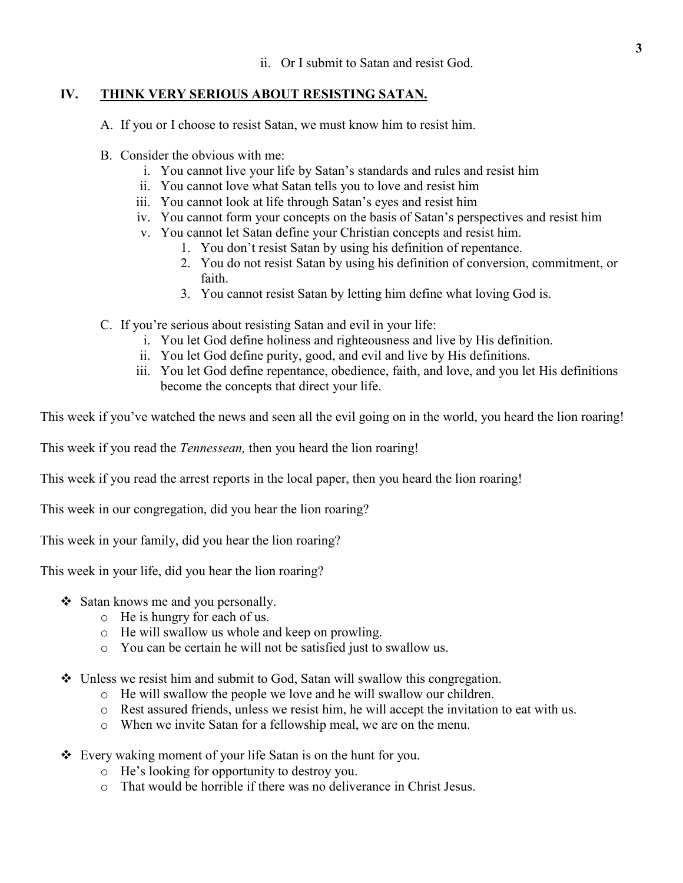ii. Or I submit to Satan and resist God.

## IV. <u>THINK VERY SERIOUS ABOUT RESISTING SATAN.</u>

A. If you or I choose to resist Satan, we must know him to resist him.

B. Consider the obvious with me:
   - i. You cannot live your life by Satan's standards and rules and resist him
   - ii. You cannot love what Satan tells you to love and resist him
   - iii. You cannot look at life through Satan's eyes and resist him
   - iv. You cannot form your concepts on the basis of Satan's perspectives and resist him
   - v. You cannot let Satan define your Christian concepts and resist him.
     1. You don't resist Satan by using his definition of repentance.
     2. You do not resist Satan by using his definition of conversion, commitment, or faith.
     3. You cannot resist Satan by letting him define what loving God is.

C. If you're serious about resisting Satan and evil in your life:
   - i. You let God define holiness and righteousness and live by His definition.
   - ii. You let God define purity, good, and evil and live by His definitions.
   - iii. You let God define repentance, obedience, faith, and love, and you let His definitions become the concepts that direct your life.

This week if you've watched the news and seen all the evil going on in the world, you heard the lion roaring!

This week if you read the *Tennessean,* then you heard the lion roaring!

This week if you read the arrest reports in the local paper, then you heard the lion roaring!

This week in our congregation, did you hear the lion roaring?

This week in your family, did you hear the lion roaring?

This week in your life, did you hear the lion roaring?

- Satan knows me and you personally.
  - He is hungry for each of us.
  - He will swallow us whole and keep on prowling.
  - You can be certain he will not be satisfied just to swallow us.

- Unless we resist him and submit to God, Satan will swallow this congregation.
  - He will swallow the people we love and he will swallow our children.
  - Rest assured friends, unless we resist him, he will accept the invitation to eat with us.
  - When we invite Satan for a fellowship meal, we are on the menu.

- Every waking moment of your life Satan is on the hunt for you.
  - He's looking for opportunity to destroy you.
  - That would be horrible if there was no deliverance in Christ Jesus.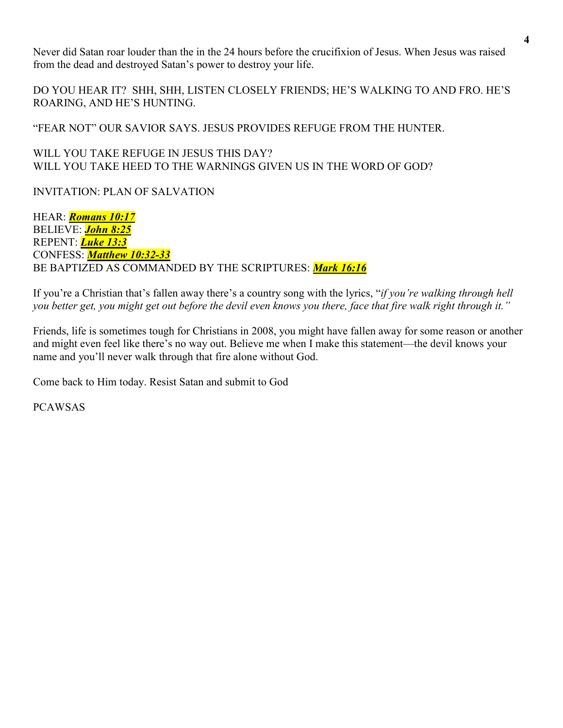Never did Satan roar louder than the in the 24 hours before the crucifixion of Jesus. When Jesus was raised from the dead and destroyed Satan's power to destroy your life.

DO YOU HEAR IT? SHH, SHH, LISTEN CLOSELY FRIENDS; HE'S WALKING TO AND FRO. HE'S ROARING, AND HE'S HUNTING.

"FEAR NOT" OUR SAVIOR SAYS. JESUS PROVIDES REFUGE FROM THE HUNTER.

WILL YOU TAKE REFUGE IN JESUS THIS DAY?
WILL YOU TAKE HEED TO THE WARNINGS GIVEN US IN THE WORD OF GOD?

INVITATION: PLAN OF SALVATION

HEAR: ***Romans 10:17***
BELIEVE: ***John 8:25***
REPENT: ***Luke 13:3***
CONFESS: ***Matthew 10:32-33***
BE BAPTIZED AS COMMANDED BY THE SCRIPTURES: ***Mark 16:16***

If you're a Christian that's fallen away there's a country song with the lyrics, "*if you're walking through hell you better get, you might get out before the devil even knows you there, face that fire walk right through it.*"

Friends, life is sometimes tough for Christians in 2008, you might have fallen away for some reason or another and might even feel like there's no way out. Believe me when I make this statement—the devil knows your name and you'll never walk through that fire alone without God.

Come back to Him today. Resist Satan and submit to God

PCAWSAS